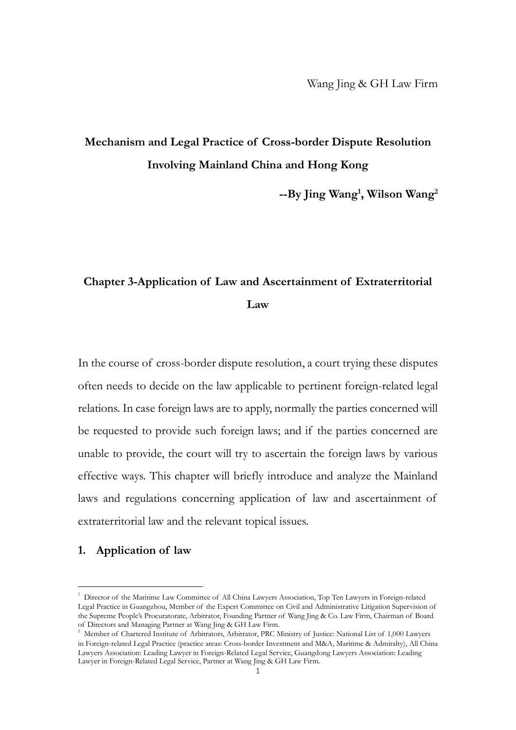Wang Jing & GH Law Firm

# Mechanism and Legal Practice of Cross-border Dispute Resolution Involving Mainland China and Hong Kong

**--By Jing Wang[1], Wilson Wang[2]**

## Chapter 3-Application of Law and Ascertainment of Extraterritorial Law

In the course of cross-border dispute resolution, a court trying these disputes often needs to decide on the law applicable to pertinent foreign-related legal relations. In case foreign laws are to apply, normally the parties concerned will be requested to provide such foreign laws; and if the parties concerned are unable to provide, the court will try to ascertain the foreign laws by various effective ways. This chapter will briefly introduce and analyze the Mainland laws and regulations concerning application of law and ascertainment of extraterritorial law and the relevant topical issues.

### 1. Application of law

---

[1] Director of the Maritime Law Committee of All China Lawyers Association, Top Ten Lawyers in Foreign-related Legal Practice in Guangzhou, Member of the Expert Committee on Civil and Administrative Litigation Supervision of the Supreme People's Procuratorate, Arbitrator, Founding Partner of Wang Jing & Co. Law Firm, Chairman of Board of Directors and Managing Partner at Wang Jing & GH Law Firm.

[2] Member of Chartered Institute of Arbitrators, Arbitrator, PRC Ministry of Justice: National List of 1,000 Lawyers in Foreign-related Legal Practice (practice areas: Cross-border Investment and M&A, Maritime & Admiralty), All China Lawyers Association: Leading Lawyer in Foreign-Related Legal Service, Guangdong Lawyers Association: Leading Lawyer in Foreign-Related Legal Service, Partner at Wang Jing & GH Law Firm.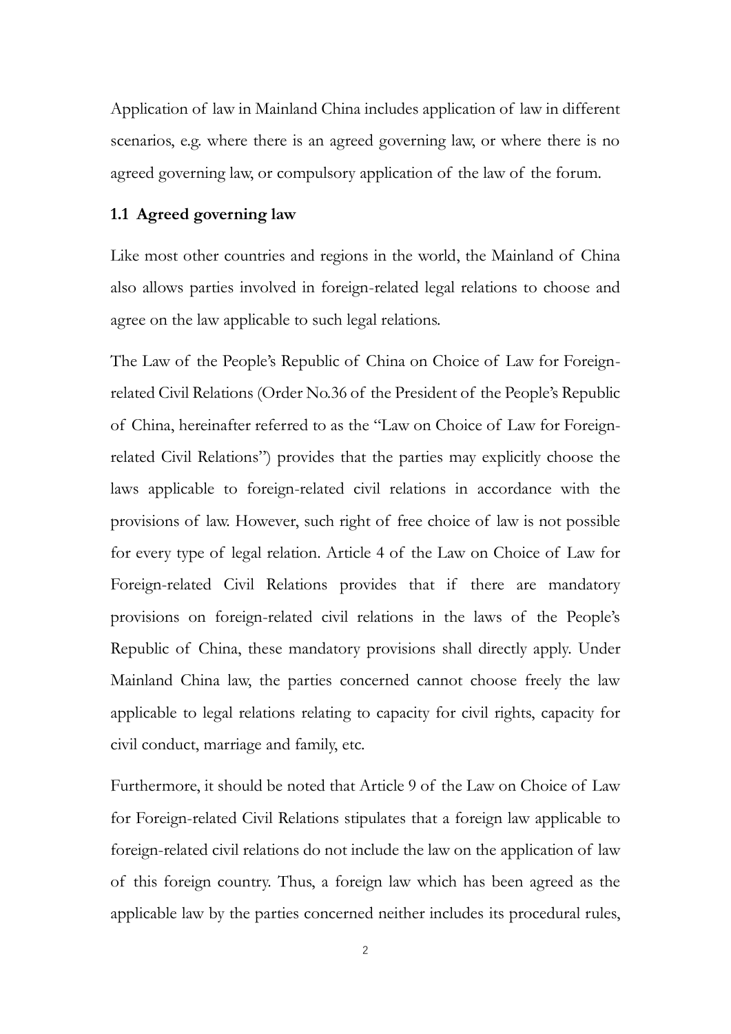Application of law in Mainland China includes application of law in different scenarios, e.g. where there is an agreed governing law, or where there is no agreed governing law, or compulsory application of the law of the forum.

### 1.1 Agreed governing law

Like most other countries and regions in the world, the Mainland of China also allows parties involved in foreign-related legal relations to choose and agree on the law applicable to such legal relations.

The Law of the People's Republic of China on Choice of Law for Foreign-related Civil Relations (Order No.36 of the President of the People's Republic of China, hereinafter referred to as the "Law on Choice of Law for Foreign-related Civil Relations") provides that the parties may explicitly choose the laws applicable to foreign-related civil relations in accordance with the provisions of law. However, such right of free choice of law is not possible for every type of legal relation. Article 4 of the Law on Choice of Law for Foreign-related Civil Relations provides that if there are mandatory provisions on foreign-related civil relations in the laws of the People's Republic of China, these mandatory provisions shall directly apply. Under Mainland China law, the parties concerned cannot choose freely the law applicable to legal relations relating to capacity for civil rights, capacity for civil conduct, marriage and family, etc.

Furthermore, it should be noted that Article 9 of the Law on Choice of Law for Foreign-related Civil Relations stipulates that a foreign law applicable to foreign-related civil relations do not include the law on the application of law of this foreign country. Thus, a foreign law which has been agreed as the applicable law by the parties concerned neither includes its procedural rules,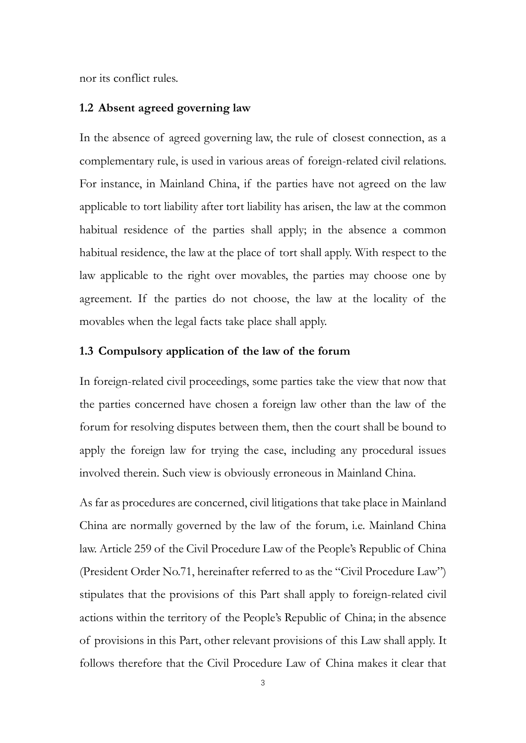nor its conflict rules.

### 1.2 Absent agreed governing law

In the absence of agreed governing law, the rule of closest connection, as a complementary rule, is used in various areas of foreign-related civil relations. For instance, in Mainland China, if the parties have not agreed on the law applicable to tort liability after tort liability has arisen, the law at the common habitual residence of the parties shall apply; in the absence a common habitual residence, the law at the place of tort shall apply. With respect to the law applicable to the right over movables, the parties may choose one by agreement. If the parties do not choose, the law at the locality of the movables when the legal facts take place shall apply.

### 1.3 Compulsory application of the law of the forum

In foreign-related civil proceedings, some parties take the view that now that the parties concerned have chosen a foreign law other than the law of the forum for resolving disputes between them, then the court shall be bound to apply the foreign law for trying the case, including any procedural issues involved therein. Such view is obviously erroneous in Mainland China.

As far as procedures are concerned, civil litigations that take place in Mainland China are normally governed by the law of the forum, i.e. Mainland China law. Article 259 of the Civil Procedure Law of the People's Republic of China (President Order No.71, hereinafter referred to as the "Civil Procedure Law") stipulates that the provisions of this Part shall apply to foreign-related civil actions within the territory of the People's Republic of China; in the absence of provisions in this Part, other relevant provisions of this Law shall apply. It follows therefore that the Civil Procedure Law of China makes it clear that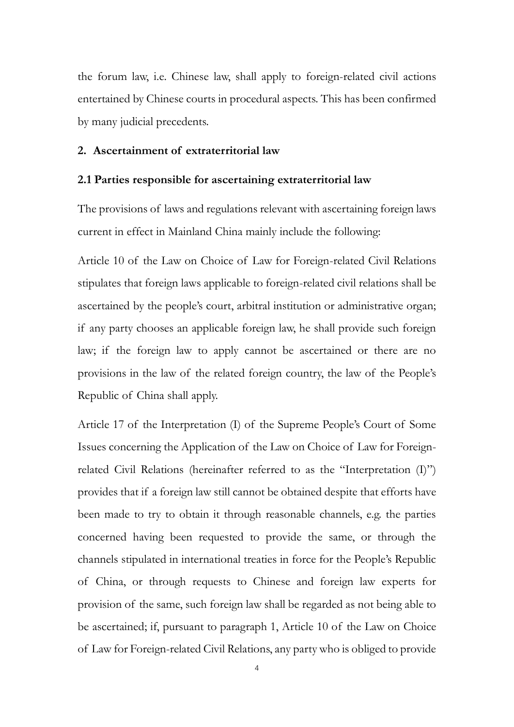the forum law, i.e. Chinese law, shall apply to foreign-related civil actions entertained by Chinese courts in procedural aspects. This has been confirmed by many judicial precedents.

## 2. Ascertainment of extraterritorial law

### 2.1 Parties responsible for ascertaining extraterritorial law

The provisions of laws and regulations relevant with ascertaining foreign laws current in effect in Mainland China mainly include the following:

Article 10 of the Law on Choice of Law for Foreign-related Civil Relations stipulates that foreign laws applicable to foreign-related civil relations shall be ascertained by the people's court, arbitral institution or administrative organ; if any party chooses an applicable foreign law, he shall provide such foreign law; if the foreign law to apply cannot be ascertained or there are no provisions in the law of the related foreign country, the law of the People's Republic of China shall apply.

Article 17 of the Interpretation (I) of the Supreme People's Court of Some Issues concerning the Application of the Law on Choice of Law for Foreign-related Civil Relations (hereinafter referred to as the "Interpretation (I)") provides that if a foreign law still cannot be obtained despite that efforts have been made to try to obtain it through reasonable channels, e.g. the parties concerned having been requested to provide the same, or through the channels stipulated in international treaties in force for the People's Republic of China, or through requests to Chinese and foreign law experts for provision of the same, such foreign law shall be regarded as not being able to be ascertained; if, pursuant to paragraph 1, Article 10 of the Law on Choice of Law for Foreign-related Civil Relations, any party who is obliged to provide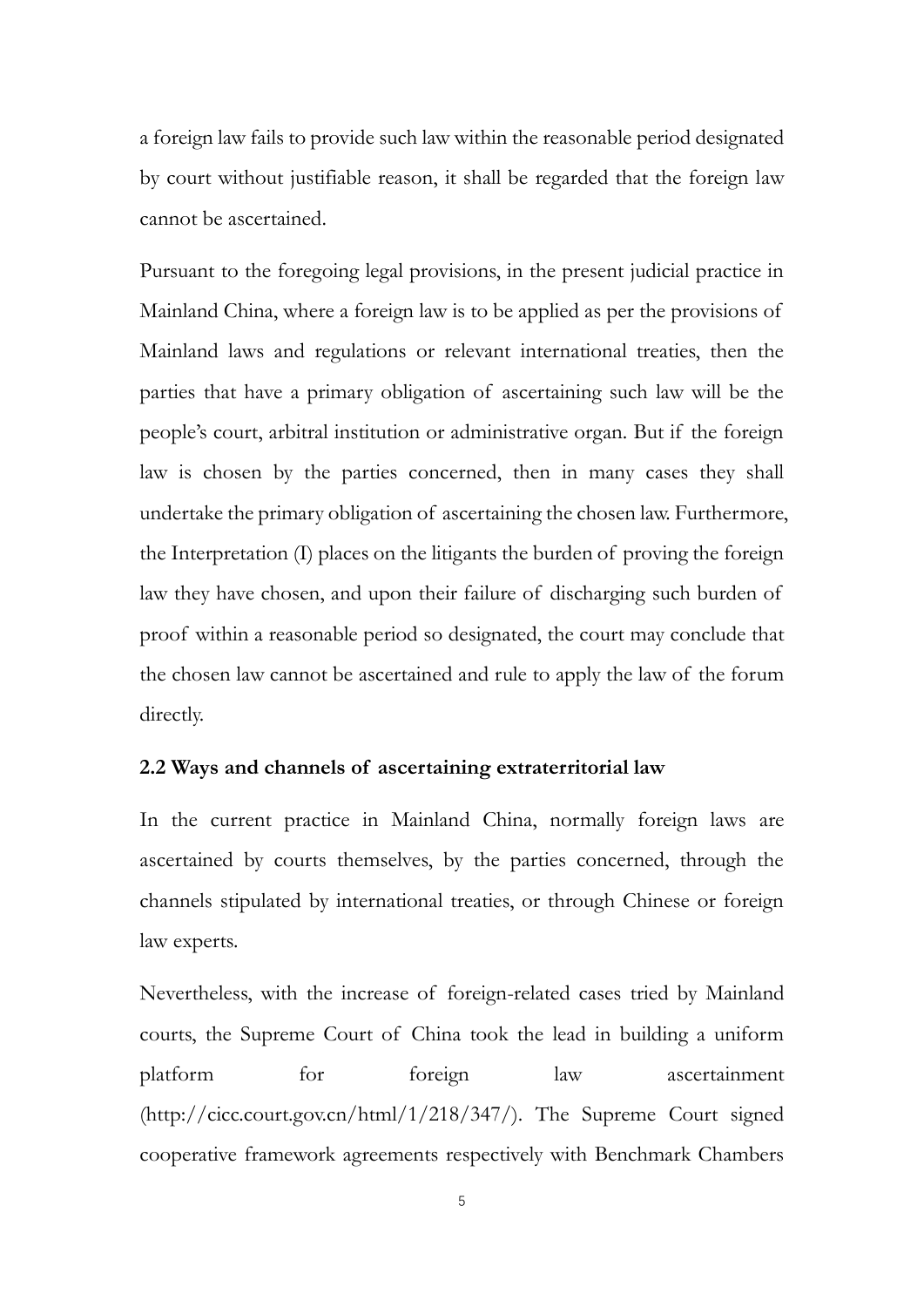a foreign law fails to provide such law within the reasonable period designated by court without justifiable reason, it shall be regarded that the foreign law cannot be ascertained.

Pursuant to the foregoing legal provisions, in the present judicial practice in Mainland China, where a foreign law is to be applied as per the provisions of Mainland laws and regulations or relevant international treaties, then the parties that have a primary obligation of ascertaining such law will be the people's court, arbitral institution or administrative organ. But if the foreign law is chosen by the parties concerned, then in many cases they shall undertake the primary obligation of ascertaining the chosen law. Furthermore, the Interpretation (I) places on the litigants the burden of proving the foreign law they have chosen, and upon their failure of discharging such burden of proof within a reasonable period so designated, the court may conclude that the chosen law cannot be ascertained and rule to apply the law of the forum directly.

**2.2 Ways and channels of ascertaining extraterritorial law**

In the current practice in Mainland China, normally foreign laws are ascertained by courts themselves, by the parties concerned, through the channels stipulated by international treaties, or through Chinese or foreign law experts.

Nevertheless, with the increase of foreign-related cases tried by Mainland courts, the Supreme Court of China took the lead in building a uniform platform for foreign law ascertainment (http://cicc.court.gov.cn/html/1/218/347/). The Supreme Court signed cooperative framework agreements respectively with Benchmark Chambers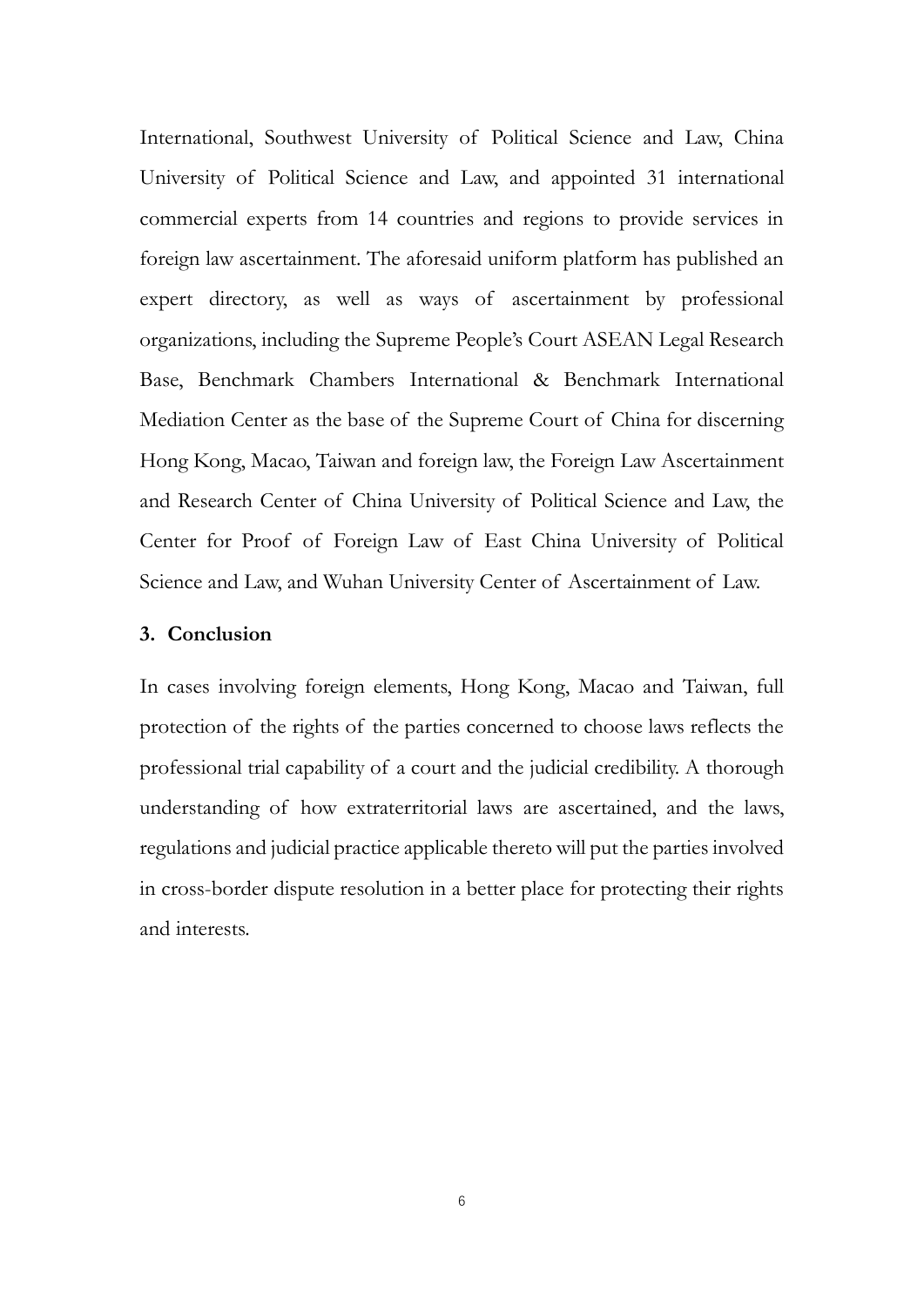International, Southwest University of Political Science and Law, China University of Political Science and Law, and appointed 31 international commercial experts from 14 countries and regions to provide services in foreign law ascertainment. The aforesaid uniform platform has published an expert directory, as well as ways of ascertainment by professional organizations, including the Supreme People's Court ASEAN Legal Research Base, Benchmark Chambers International & Benchmark International Mediation Center as the base of the Supreme Court of China for discerning Hong Kong, Macao, Taiwan and foreign law, the Foreign Law Ascertainment and Research Center of China University of Political Science and Law, the Center for Proof of Foreign Law of East China University of Political Science and Law, and Wuhan University Center of Ascertainment of Law.

### 3. Conclusion

In cases involving foreign elements, Hong Kong, Macao and Taiwan, full protection of the rights of the parties concerned to choose laws reflects the professional trial capability of a court and the judicial credibility. A thorough understanding of how extraterritorial laws are ascertained, and the laws, regulations and judicial practice applicable thereto will put the parties involved in cross-border dispute resolution in a better place for protecting their rights and interests.